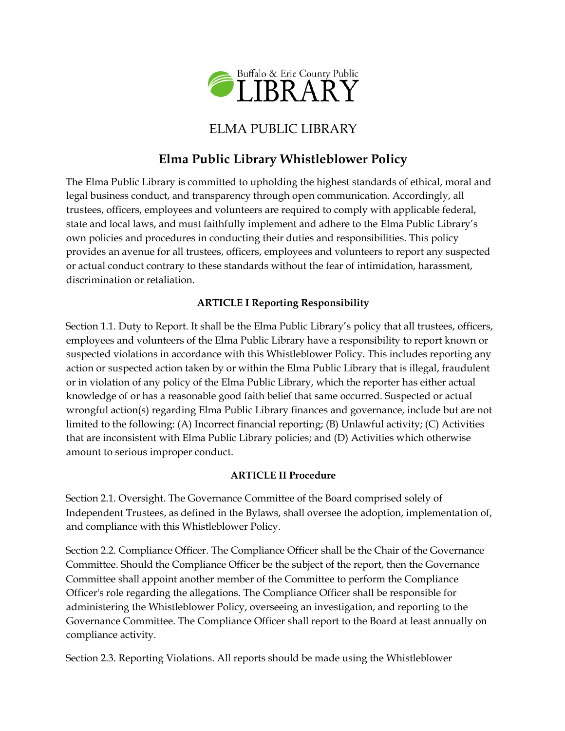Buffalo & Erie County Public LIBRARY

# ELMA PUBLIC LIBRARY

## Elma Public Library Whistleblower Policy

The Elma Public Library is committed to upholding the highest standards of ethical, moral and legal business conduct, and transparency through open communication. Accordingly, all trustees, officers, employees and volunteers are required to comply with applicable federal, state and local laws, and must faithfully implement and adhere to the Elma Public Library's own policies and procedures in conducting their duties and responsibilities. This policy provides an avenue for all trustees, officers, employees and volunteers to report any suspected or actual conduct contrary to these standards without the fear of intimidation, harassment, discrimination or retaliation.

### ARTICLE I Reporting Responsibility

Section 1.1. Duty to Report. It shall be the Elma Public Library's policy that all trustees, officers, employees and volunteers of the Elma Public Library have a responsibility to report known or suspected violations in accordance with this Whistleblower Policy. This includes reporting any action or suspected action taken by or within the Elma Public Library that is illegal, fraudulent or in violation of any policy of the Elma Public Library, which the reporter has either actual knowledge of or has a reasonable good faith belief that same occurred. Suspected or actual wrongful action(s) regarding Elma Public Library finances and governance, include but are not limited to the following: (A) Incorrect financial reporting; (B) Unlawful activity; (C) Activities that are inconsistent with Elma Public Library policies; and (D) Activities which otherwise amount to serious improper conduct.

### ARTICLE II Procedure

Section 2.1. Oversight. The Governance Committee of the Board comprised solely of Independent Trustees, as defined in the Bylaws, shall oversee the adoption, implementation of, and compliance with this Whistleblower Policy.

Section 2.2. Compliance Officer. The Compliance Officer shall be the Chair of the Governance Committee. Should the Compliance Officer be the subject of the report, then the Governance Committee shall appoint another member of the Committee to perform the Compliance Officer's role regarding the allegations. The Compliance Officer shall be responsible for administering the Whistleblower Policy, overseeing an investigation, and reporting to the Governance Committee. The Compliance Officer shall report to the Board at least annually on compliance activity.

Section 2.3. Reporting Violations. All reports should be made using the Whistleblower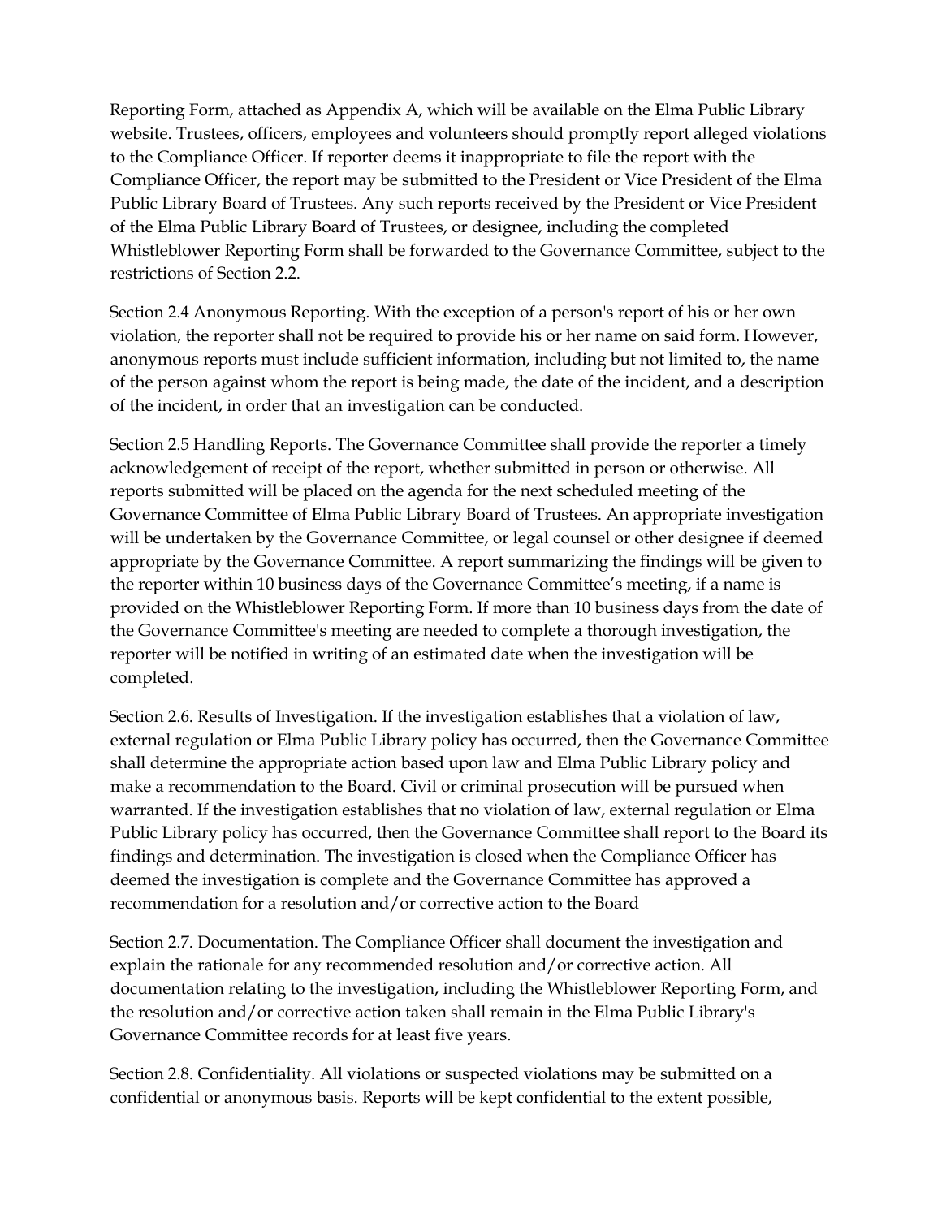Reporting Form, attached as Appendix A, which will be available on the Elma Public Library website. Trustees, officers, employees and volunteers should promptly report alleged violations to the Compliance Officer. If reporter deems it inappropriate to file the report with the Compliance Officer, the report may be submitted to the President or Vice President of the Elma Public Library Board of Trustees. Any such reports received by the President or Vice President of the Elma Public Library Board of Trustees, or designee, including the completed Whistleblower Reporting Form shall be forwarded to the Governance Committee, subject to the restrictions of Section 2.2.

Section 2.4 Anonymous Reporting. With the exception of a person's report of his or her own violation, the reporter shall not be required to provide his or her name on said form. However, anonymous reports must include sufficient information, including but not limited to, the name of the person against whom the report is being made, the date of the incident, and a description of the incident, in order that an investigation can be conducted.

Section 2.5 Handling Reports. The Governance Committee shall provide the reporter a timely acknowledgement of receipt of the report, whether submitted in person or otherwise. All reports submitted will be placed on the agenda for the next scheduled meeting of the Governance Committee of Elma Public Library Board of Trustees. An appropriate investigation will be undertaken by the Governance Committee, or legal counsel or other designee if deemed appropriate by the Governance Committee. A report summarizing the findings will be given to the reporter within 10 business days of the Governance Committee's meeting, if a name is provided on the Whistleblower Reporting Form. If more than 10 business days from the date of the Governance Committee's meeting are needed to complete a thorough investigation, the reporter will be notified in writing of an estimated date when the investigation will be completed.

Section 2.6. Results of Investigation. If the investigation establishes that a violation of law, external regulation or Elma Public Library policy has occurred, then the Governance Committee shall determine the appropriate action based upon law and Elma Public Library policy and make a recommendation to the Board. Civil or criminal prosecution will be pursued when warranted. If the investigation establishes that no violation of law, external regulation or Elma Public Library policy has occurred, then the Governance Committee shall report to the Board its findings and determination. The investigation is closed when the Compliance Officer has deemed the investigation is complete and the Governance Committee has approved a recommendation for a resolution and/or corrective action to the Board

Section 2.7. Documentation. The Compliance Officer shall document the investigation and explain the rationale for any recommended resolution and/or corrective action. All documentation relating to the investigation, including the Whistleblower Reporting Form, and the resolution and/or corrective action taken shall remain in the Elma Public Library's Governance Committee records for at least five years.

Section 2.8. Confidentiality. All violations or suspected violations may be submitted on a confidential or anonymous basis. Reports will be kept confidential to the extent possible,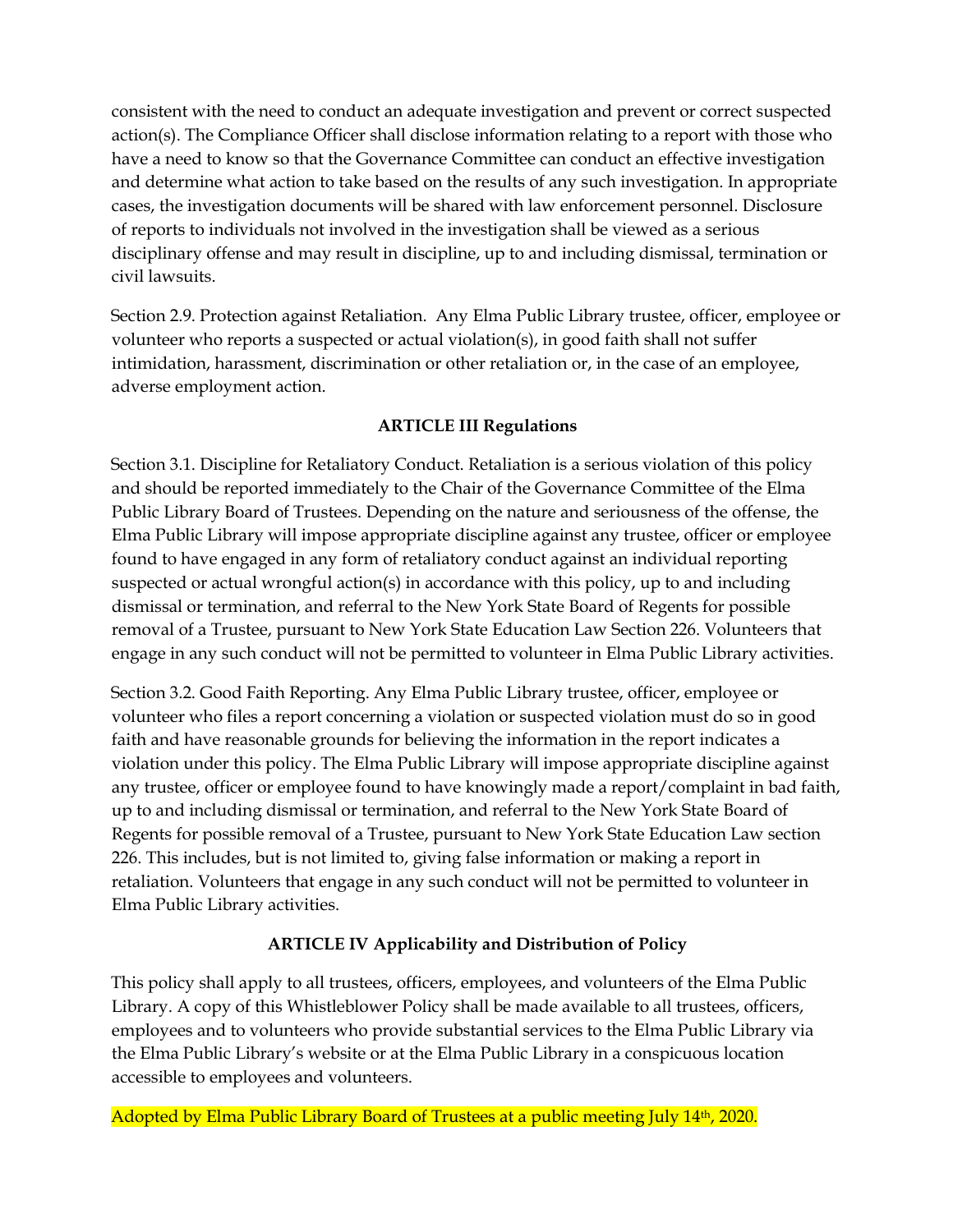consistent with the need to conduct an adequate investigation and prevent or correct suspected action(s). The Compliance Officer shall disclose information relating to a report with those who have a need to know so that the Governance Committee can conduct an effective investigation and determine what action to take based on the results of any such investigation. In appropriate cases, the investigation documents will be shared with law enforcement personnel. Disclosure of reports to individuals not involved in the investigation shall be viewed as a serious disciplinary offense and may result in discipline, up to and including dismissal, termination or civil lawsuits.

Section 2.9. Protection against Retaliation. Any Elma Public Library trustee, officer, employee or volunteer who reports a suspected or actual violation(s), in good faith shall not suffer intimidation, harassment, discrimination or other retaliation or, in the case of an employee, adverse employment action.

**ARTICLE III Regulations**

Section 3.1. Discipline for Retaliatory Conduct. Retaliation is a serious violation of this policy and should be reported immediately to the Chair of the Governance Committee of the Elma Public Library Board of Trustees. Depending on the nature and seriousness of the offense, the Elma Public Library will impose appropriate discipline against any trustee, officer or employee found to have engaged in any form of retaliatory conduct against an individual reporting suspected or actual wrongful action(s) in accordance with this policy, up to and including dismissal or termination, and referral to the New York State Board of Regents for possible removal of a Trustee, pursuant to New York State Education Law Section 226. Volunteers that engage in any such conduct will not be permitted to volunteer in Elma Public Library activities.

Section 3.2. Good Faith Reporting. Any Elma Public Library trustee, officer, employee or volunteer who files a report concerning a violation or suspected violation must do so in good faith and have reasonable grounds for believing the information in the report indicates a violation under this policy. The Elma Public Library will impose appropriate discipline against any trustee, officer or employee found to have knowingly made a report/complaint in bad faith, up to and including dismissal or termination, and referral to the New York State Board of Regents for possible removal of a Trustee, pursuant to New York State Education Law section 226. This includes, but is not limited to, giving false information or making a report in retaliation. Volunteers that engage in any such conduct will not be permitted to volunteer in Elma Public Library activities.

**ARTICLE IV Applicability and Distribution of Policy**

This policy shall apply to all trustees, officers, employees, and volunteers of the Elma Public Library. A copy of this Whistleblower Policy shall be made available to all trustees, officers, employees and to volunteers who provide substantial services to the Elma Public Library via the Elma Public Library's website or at the Elma Public Library in a conspicuous location accessible to employees and volunteers.

Adopted by Elma Public Library Board of Trustees at a public meeting July 14th, 2020.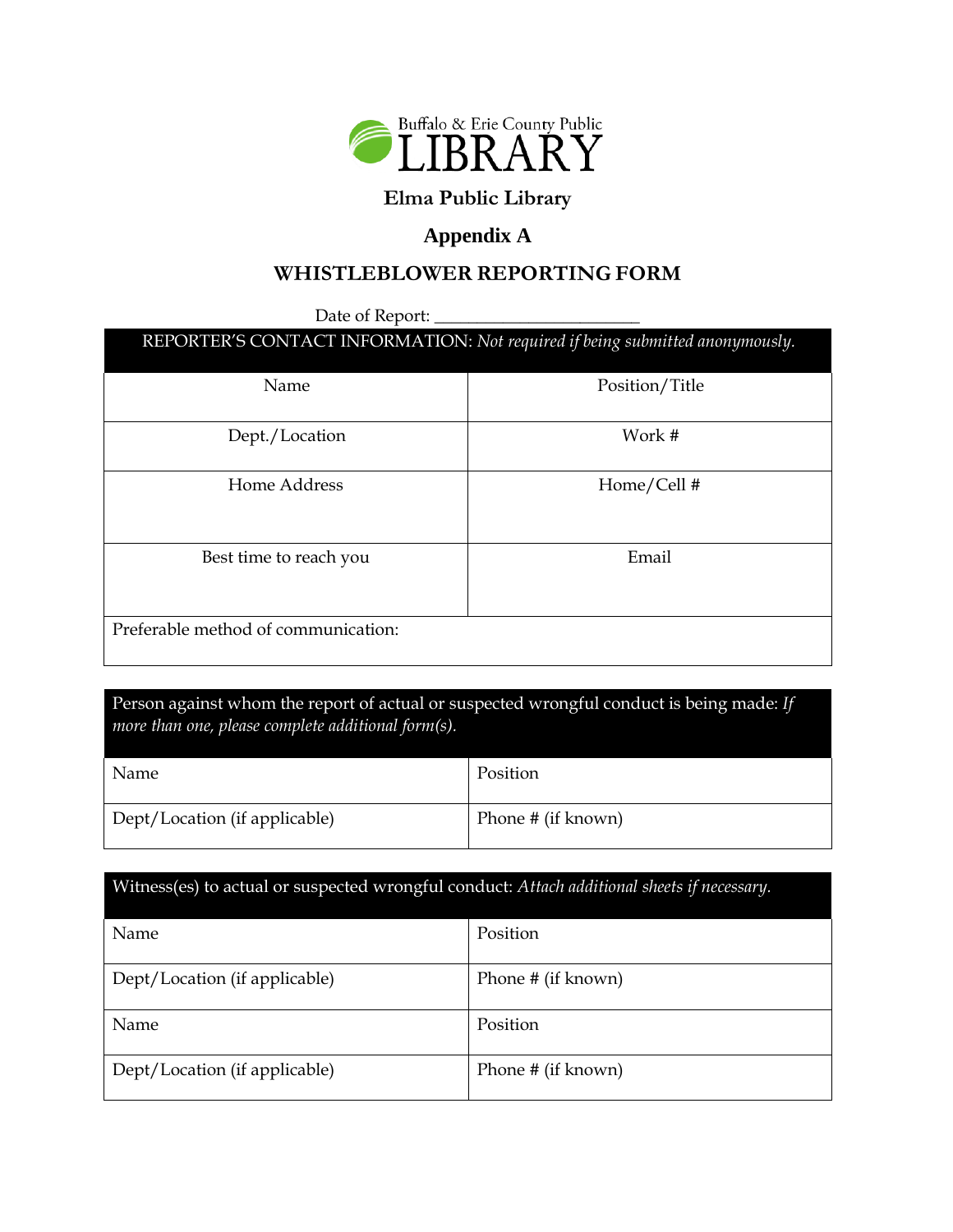Buffalo & Erie County Public

LIBRARY

**Elma Public Library**

## Appendix A

## WHISTLEBLOWER REPORTING FORM

Date of Report: _______________________

| REPORTER'S CONTACT INFORMATION: *Not required if being submitted anonymously.* | |
|---|---|
| Name | Position/Title |
| Dept./Location | Work # |
| Home Address | Home/Cell # |
| Best time to reach you | Email |
| Preferable method of communication: | |

| Person against whom the report of actual or suspected wrongful conduct is being made: *If more than one, please complete additional form(s).* | |
|---|---|
| Name | Position |
| Dept/Location (if applicable) | Phone # (if known) |

| Witness(es) to actual or suspected wrongful conduct: *Attach additional sheets if necessary.* | |
|---|---|
| Name | Position |
| Dept/Location (if applicable) | Phone # (if known) |
| Name | Position |
| Dept/Location (if applicable) | Phone # (if known) |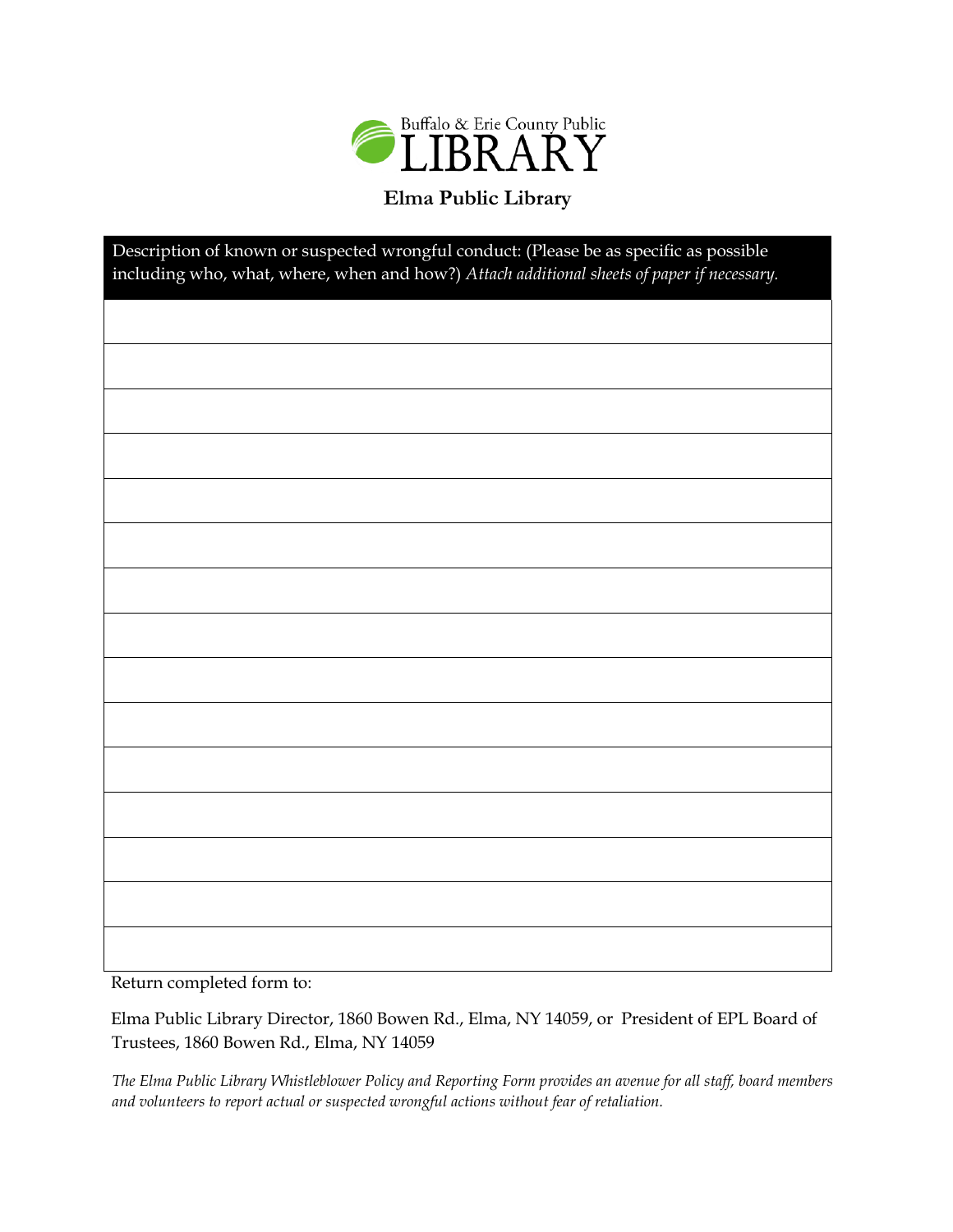Buffalo & Erie County Public LIBRARY

**Elma Public Library**

| Description of known or suspected wrongful conduct: (Please be as specific as possible including who, what, where, when and how?) *Attach additional sheets of paper if necessary.* |
|---|
| |
| |
| |
| |
| |
| |
| |
| |
| |
| |
| |
| |
| |
| |
| |

Return completed form to:

Elma Public Library Director, 1860 Bowen Rd., Elma, NY 14059, or President of EPL Board of Trustees, 1860 Bowen Rd., Elma, NY 14059

*The Elma Public Library Whistleblower Policy and Reporting Form provides an avenue for all staff, board members and volunteers to report actual or suspected wrongful actions without fear of retaliation.*